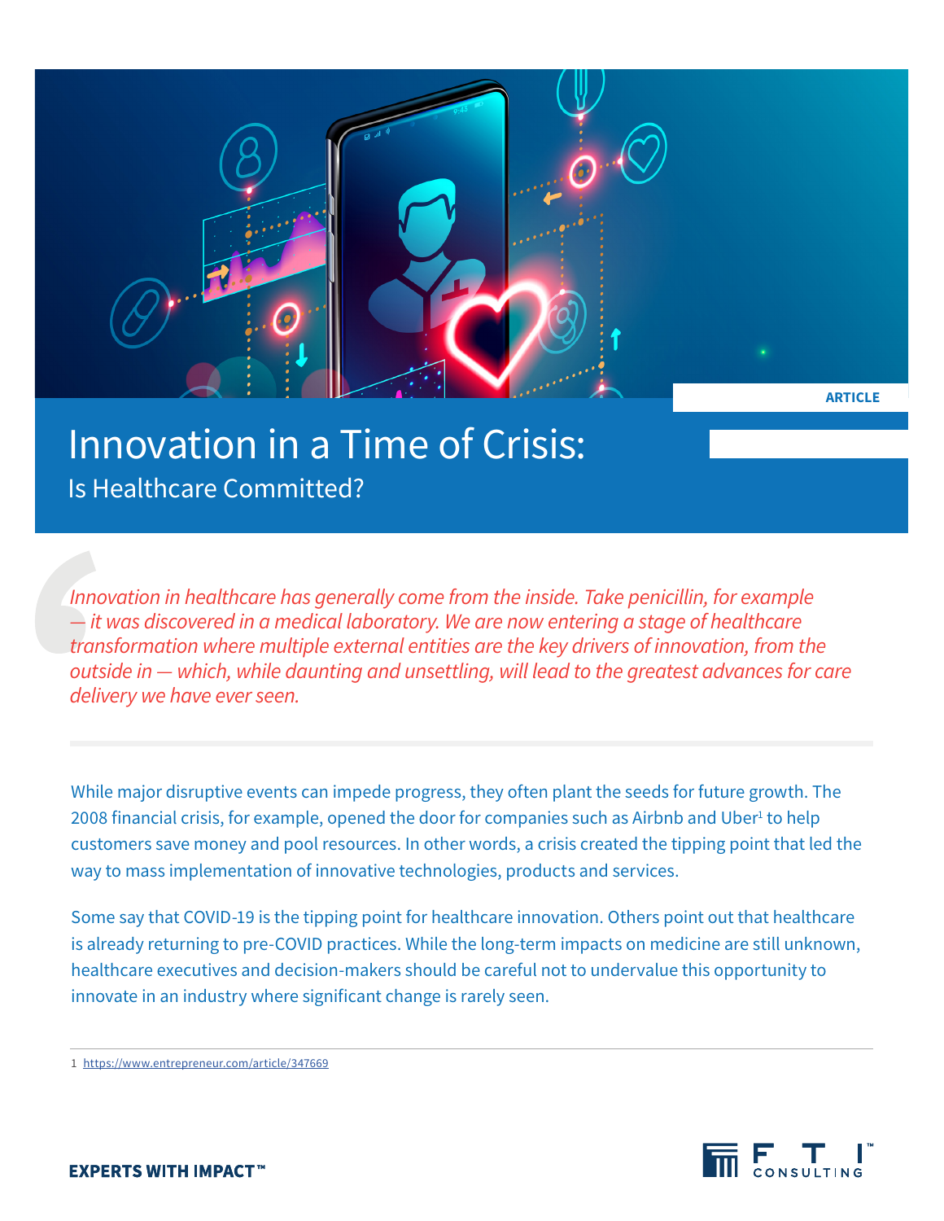ARTICLE

# Innovation in a Time of Crisis:

## Is Healthcare Committed?

*Innovation in healthcare has generally come from the inside. Take penicillin, for example — it was discovered in a medical laboratory. We are now entering a stage of healthcare transformation where multiple external entities are the key drivers of innovation, from the outside in — which, while daunting and unsettling, will lead to the greatest advances for care delivery we have ever seen.*

While major disruptive events can impede progress, they often plant the seeds for future growth. The 2008 financial crisis, for example, opened the door for companies such as Airbnb and Uber[1] to help customers save money and pool resources. In other words, a crisis created the tipping point that led the way to mass implementation of innovative technologies, products and services.

Some say that COVID-19 is the tipping point for healthcare innovation. Others point out that healthcare is already returning to pre-COVID practices. While the long-term impacts on medicine are still unknown, healthcare executives and decision-makers should be careful not to undervalue this opportunity to innovate in an industry where significant change is rarely seen.

1 https://www.entrepreneur.com/article/347669

EXPERTS WITH IMPACT™

FTI CONSULTING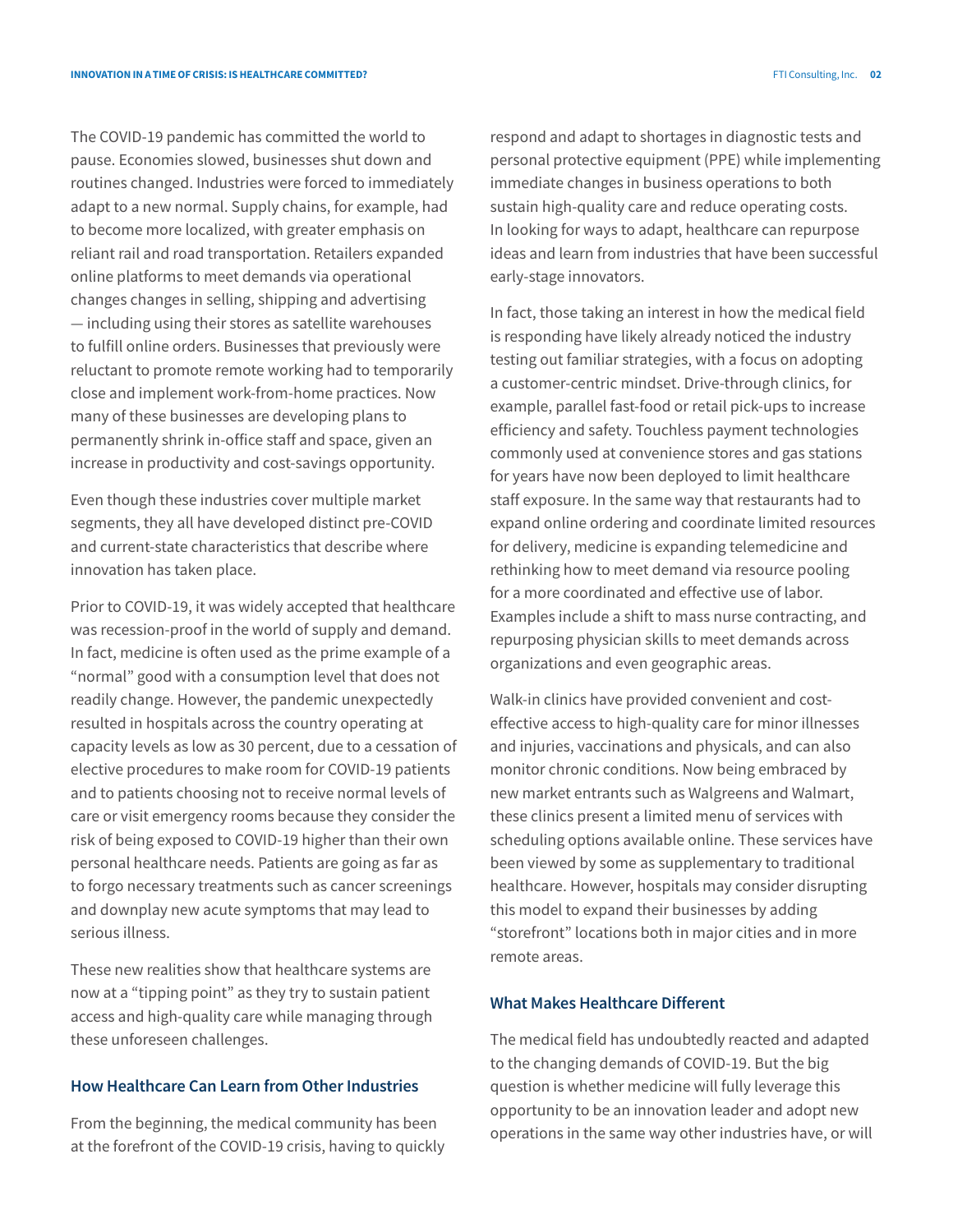The COVID-19 pandemic has committed the world to pause. Economies slowed, businesses shut down and routines changed. Industries were forced to immediately adapt to a new normal. Supply chains, for example, had to become more localized, with greater emphasis on reliant rail and road transportation. Retailers expanded online platforms to meet demands via operational changes changes in selling, shipping and advertising — including using their stores as satellite warehouses to fulfill online orders. Businesses that previously were reluctant to promote remote working had to temporarily close and implement work-from-home practices. Now many of these businesses are developing plans to permanently shrink in-office staff and space, given an increase in productivity and cost-savings opportunity.

Even though these industries cover multiple market segments, they all have developed distinct pre-COVID and current-state characteristics that describe where innovation has taken place.

Prior to COVID-19, it was widely accepted that healthcare was recession-proof in the world of supply and demand. In fact, medicine is often used as the prime example of a "normal" good with a consumption level that does not readily change. However, the pandemic unexpectedly resulted in hospitals across the country operating at capacity levels as low as 30 percent, due to a cessation of elective procedures to make room for COVID-19 patients and to patients choosing not to receive normal levels of care or visit emergency rooms because they consider the risk of being exposed to COVID-19 higher than their own personal healthcare needs. Patients are going as far as to forgo necessary treatments such as cancer screenings and downplay new acute symptoms that may lead to serious illness.

These new realities show that healthcare systems are now at a "tipping point" as they try to sustain patient access and high-quality care while managing through these unforeseen challenges.

## How Healthcare Can Learn from Other Industries

From the beginning, the medical community has been at the forefront of the COVID-19 crisis, having to quickly respond and adapt to shortages in diagnostic tests and personal protective equipment (PPE) while implementing immediate changes in business operations to both sustain high-quality care and reduce operating costs. In looking for ways to adapt, healthcare can repurpose ideas and learn from industries that have been successful early-stage innovators.

In fact, those taking an interest in how the medical field is responding have likely already noticed the industry testing out familiar strategies, with a focus on adopting a customer-centric mindset. Drive-through clinics, for example, parallel fast-food or retail pick-ups to increase efficiency and safety. Touchless payment technologies commonly used at convenience stores and gas stations for years have now been deployed to limit healthcare staff exposure. In the same way that restaurants had to expand online ordering and coordinate limited resources for delivery, medicine is expanding telemedicine and rethinking how to meet demand via resource pooling for a more coordinated and effective use of labor. Examples include a shift to mass nurse contracting, and repurposing physician skills to meet demands across organizations and even geographic areas.

Walk-in clinics have provided convenient and cost-effective access to high-quality care for minor illnesses and injuries, vaccinations and physicals, and can also monitor chronic conditions. Now being embraced by new market entrants such as Walgreens and Walmart, these clinics present a limited menu of services with scheduling options available online. These services have been viewed by some as supplementary to traditional healthcare. However, hospitals may consider disrupting this model to expand their businesses by adding "storefront" locations both in major cities and in more remote areas.

## What Makes Healthcare Different

The medical field has undoubtedly reacted and adapted to the changing demands of COVID-19. But the big question is whether medicine will fully leverage this opportunity to be an innovation leader and adopt new operations in the same way other industries have, or will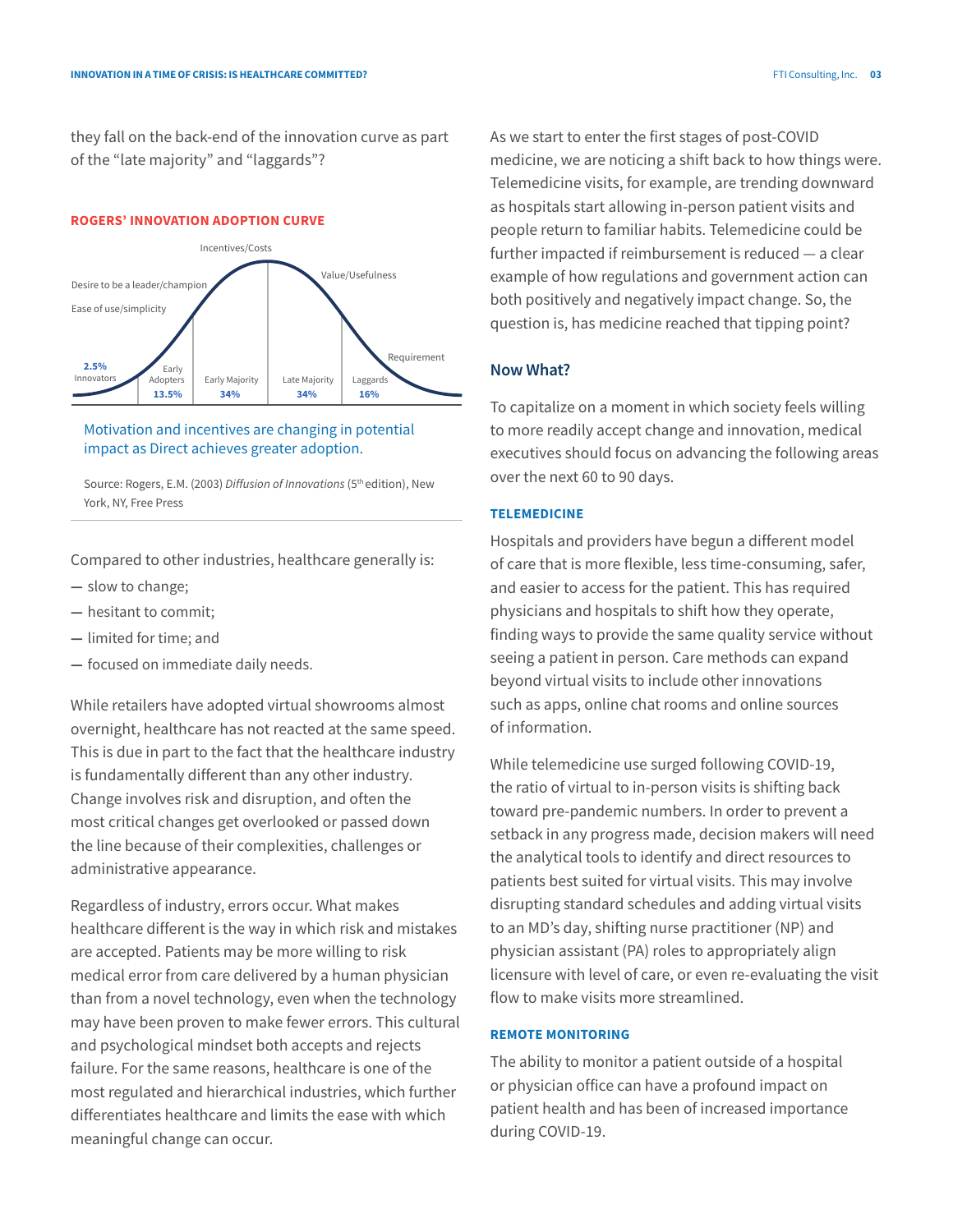they fall on the back-end of the innovation curve as part of the "late majority" and "laggards"?

**ROGERS' INNOVATION ADOPTION CURVE**

Incentives/Costs

Desire to be a leader/champion

Ease of use/simplicity

Value/Usefulness

Requirement

2.5% Innovators | Early Adopters 13.5% | Early Majority 34% | Late Majority 34% | Laggards 16%

Motivation and incentives are changing in potential impact as Direct achieves greater adoption.

Source: Rogers, E.M. (2003) *Diffusion of Innovations* (5th edition), New York, NY, Free Press

Compared to other industries, healthcare generally is:

— slow to change;

— hesitant to commit;

— limited for time; and

— focused on immediate daily needs.

While retailers have adopted virtual showrooms almost overnight, healthcare has not reacted at the same speed. This is due in part to the fact that the healthcare industry is fundamentally different than any other industry. Change involves risk and disruption, and often the most critical changes get overlooked or passed down the line because of their complexities, challenges or administrative appearance.

Regardless of industry, errors occur. What makes healthcare different is the way in which risk and mistakes are accepted. Patients may be more willing to risk medical error from care delivered by a human physician than from a novel technology, even when the technology may have been proven to make fewer errors. This cultural and psychological mindset both accepts and rejects failure. For the same reasons, healthcare is one of the most regulated and hierarchical industries, which further differentiates healthcare and limits the ease with which meaningful change can occur.

As we start to enter the first stages of post-COVID medicine, we are noticing a shift back to how things were. Telemedicine visits, for example, are trending downward as hospitals start allowing in-person patient visits and people return to familiar habits. Telemedicine could be further impacted if reimbursement is reduced — a clear example of how regulations and government action can both positively and negatively impact change. So, the question is, has medicine reached that tipping point?

## Now What?

To capitalize on a moment in which society feels willing to more readily accept change and innovation, medical executives should focus on advancing the following areas over the next 60 to 90 days.

### TELEMEDICINE

Hospitals and providers have begun a different model of care that is more flexible, less time-consuming, safer, and easier to access for the patient. This has required physicians and hospitals to shift how they operate, finding ways to provide the same quality service without seeing a patient in person. Care methods can expand beyond virtual visits to include other innovations such as apps, online chat rooms and online sources of information.

While telemedicine use surged following COVID-19, the ratio of virtual to in-person visits is shifting back toward pre-pandemic numbers. In order to prevent a setback in any progress made, decision makers will need the analytical tools to identify and direct resources to patients best suited for virtual visits. This may involve disrupting standard schedules and adding virtual visits to an MD's day, shifting nurse practitioner (NP) and physician assistant (PA) roles to appropriately align licensure with level of care, or even re-evaluating the visit flow to make visits more streamlined.

### REMOTE MONITORING

The ability to monitor a patient outside of a hospital or physician office can have a profound impact on patient health and has been of increased importance during COVID-19.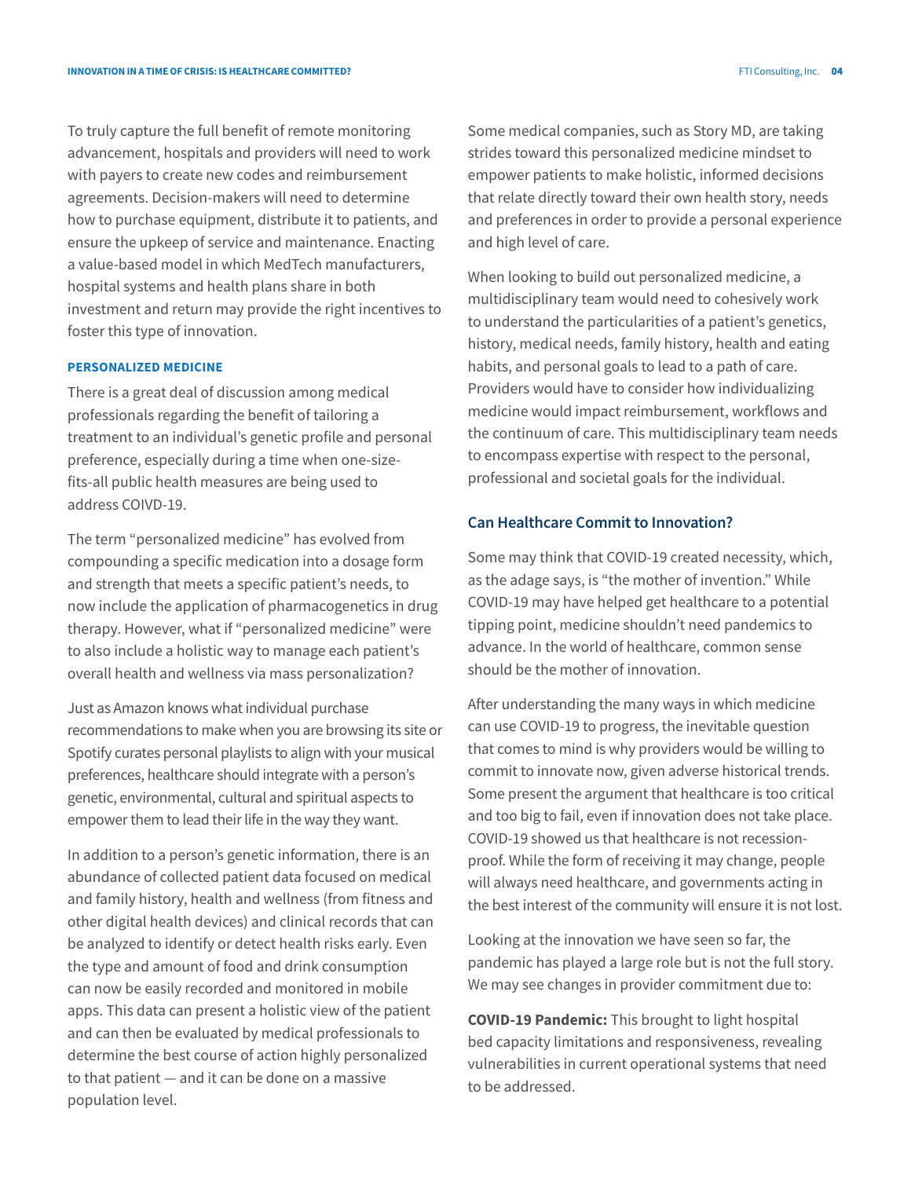To truly capture the full benefit of remote monitoring advancement, hospitals and providers will need to work with payers to create new codes and reimbursement agreements. Decision-makers will need to determine how to purchase equipment, distribute it to patients, and ensure the upkeep of service and maintenance. Enacting a value-based model in which MedTech manufacturers, hospital systems and health plans share in both investment and return may provide the right incentives to foster this type of innovation.

### PERSONALIZED MEDICINE

There is a great deal of discussion among medical professionals regarding the benefit of tailoring a treatment to an individual's genetic profile and personal preference, especially during a time when one-size-fits-all public health measures are being used to address COIVD-19.

The term "personalized medicine" has evolved from compounding a specific medication into a dosage form and strength that meets a specific patient's needs, to now include the application of pharmacogenetics in drug therapy. However, what if "personalized medicine" were to also include a holistic way to manage each patient's overall health and wellness via mass personalization?

Just as Amazon knows what individual purchase recommendations to make when you are browsing its site or Spotify curates personal playlists to align with your musical preferences, healthcare should integrate with a person's genetic, environmental, cultural and spiritual aspects to empower them to lead their life in the way they want.

In addition to a person's genetic information, there is an abundance of collected patient data focused on medical and family history, health and wellness (from fitness and other digital health devices) and clinical records that can be analyzed to identify or detect health risks early. Even the type and amount of food and drink consumption can now be easily recorded and monitored in mobile apps. This data can present a holistic view of the patient and can then be evaluated by medical professionals to determine the best course of action highly personalized to that patient — and it can be done on a massive population level.

Some medical companies, such as Story MD, are taking strides toward this personalized medicine mindset to empower patients to make holistic, informed decisions that relate directly toward their own health story, needs and preferences in order to provide a personal experience and high level of care.

When looking to build out personalized medicine, a multidisciplinary team would need to cohesively work to understand the particularities of a patient's genetics, history, medical needs, family history, health and eating habits, and personal goals to lead to a path of care. Providers would have to consider how individualizing medicine would impact reimbursement, workflows and the continuum of care. This multidisciplinary team needs to encompass expertise with respect to the personal, professional and societal goals for the individual.

## Can Healthcare Commit to Innovation?

Some may think that COVID-19 created necessity, which, as the adage says, is "the mother of invention." While COVID-19 may have helped get healthcare to a potential tipping point, medicine shouldn't need pandemics to advance. In the world of healthcare, common sense should be the mother of innovation.

After understanding the many ways in which medicine can use COVID-19 to progress, the inevitable question that comes to mind is why providers would be willing to commit to innovate now, given adverse historical trends. Some present the argument that healthcare is too critical and too big to fail, even if innovation does not take place. COVID-19 showed us that healthcare is not recession-proof. While the form of receiving it may change, people will always need healthcare, and governments acting in the best interest of the community will ensure it is not lost.

Looking at the innovation we have seen so far, the pandemic has played a large role but is not the full story. We may see changes in provider commitment due to:

**COVID-19 Pandemic:** This brought to light hospital bed capacity limitations and responsiveness, revealing vulnerabilities in current operational systems that need to be addressed.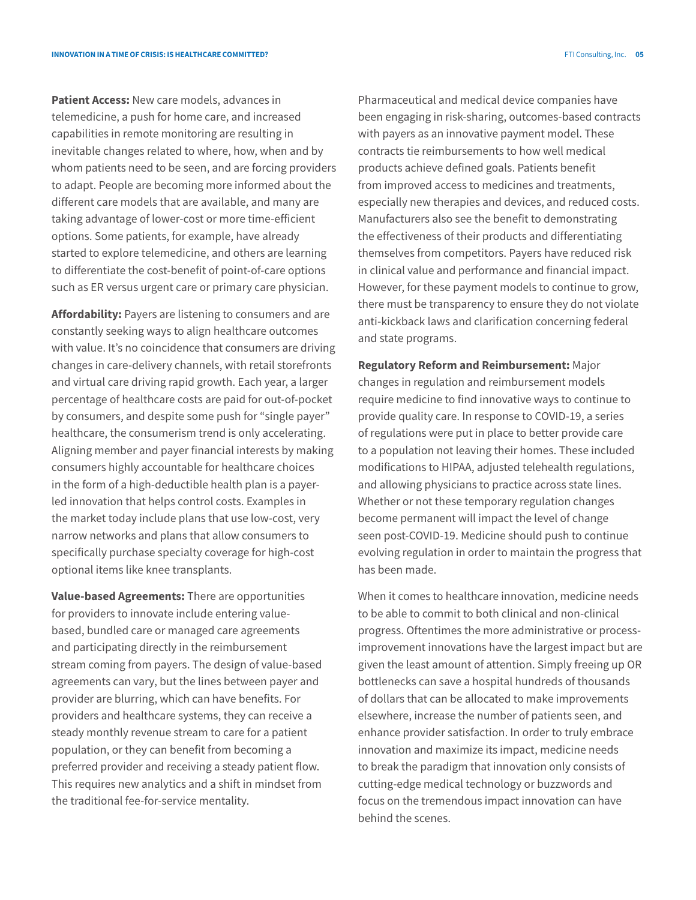**Patient Access:** New care models, advances in telemedicine, a push for home care, and increased capabilities in remote monitoring are resulting in inevitable changes related to where, how, when and by whom patients need to be seen, and are forcing providers to adapt. People are becoming more informed about the different care models that are available, and many are taking advantage of lower-cost or more time-efficient options. Some patients, for example, have already started to explore telemedicine, and others are learning to differentiate the cost-benefit of point-of-care options such as ER versus urgent care or primary care physician.

**Affordability:** Payers are listening to consumers and are constantly seeking ways to align healthcare outcomes with value. It's no coincidence that consumers are driving changes in care-delivery channels, with retail storefronts and virtual care driving rapid growth. Each year, a larger percentage of healthcare costs are paid for out-of-pocket by consumers, and despite some push for "single payer" healthcare, the consumerism trend is only accelerating. Aligning member and payer financial interests by making consumers highly accountable for healthcare choices in the form of a high-deductible health plan is a payer-led innovation that helps control costs. Examples in the market today include plans that use low-cost, very narrow networks and plans that allow consumers to specifically purchase specialty coverage for high-cost optional items like knee transplants.

**Value-based Agreements:** There are opportunities for providers to innovate include entering value-based, bundled care or managed care agreements and participating directly in the reimbursement stream coming from payers. The design of value-based agreements can vary, but the lines between payer and provider are blurring, which can have benefits. For providers and healthcare systems, they can receive a steady monthly revenue stream to care for a patient population, or they can benefit from becoming a preferred provider and receiving a steady patient flow. This requires new analytics and a shift in mindset from the traditional fee-for-service mentality.

Pharmaceutical and medical device companies have been engaging in risk-sharing, outcomes-based contracts with payers as an innovative payment model. These contracts tie reimbursements to how well medical products achieve defined goals. Patients benefit from improved access to medicines and treatments, especially new therapies and devices, and reduced costs. Manufacturers also see the benefit to demonstrating the effectiveness of their products and differentiating themselves from competitors. Payers have reduced risk in clinical value and performance and financial impact. However, for these payment models to continue to grow, there must be transparency to ensure they do not violate anti-kickback laws and clarification concerning federal and state programs.

**Regulatory Reform and Reimbursement:** Major changes in regulation and reimbursement models require medicine to find innovative ways to continue to provide quality care. In response to COVID-19, a series of regulations were put in place to better provide care to a population not leaving their homes. These included modifications to HIPAA, adjusted telehealth regulations, and allowing physicians to practice across state lines. Whether or not these temporary regulation changes become permanent will impact the level of change seen post-COVID-19. Medicine should push to continue evolving regulation in order to maintain the progress that has been made.

When it comes to healthcare innovation, medicine needs to be able to commit to both clinical and non-clinical progress. Oftentimes the more administrative or process-improvement innovations have the largest impact but are given the least amount of attention. Simply freeing up OR bottlenecks can save a hospital hundreds of thousands of dollars that can be allocated to make improvements elsewhere, increase the number of patients seen, and enhance provider satisfaction. In order to truly embrace innovation and maximize its impact, medicine needs to break the paradigm that innovation only consists of cutting-edge medical technology or buzzwords and focus on the tremendous impact innovation can have behind the scenes.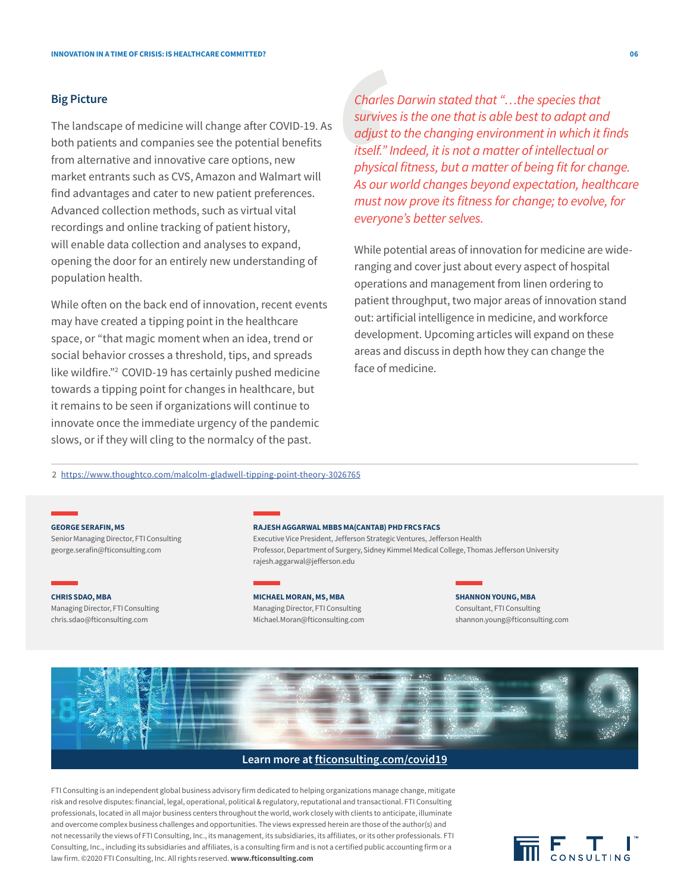## Big Picture

The landscape of medicine will change after COVID-19. As both patients and companies see the potential benefits from alternative and innovative care options, new market entrants such as CVS, Amazon and Walmart will find advantages and cater to new patient preferences. Advanced collection methods, such as virtual vital recordings and online tracking of patient history, will enable data collection and analyses to expand, opening the door for an entirely new understanding of population health.

While often on the back end of innovation, recent events may have created a tipping point in the healthcare space, or "that magic moment when an idea, trend or social behavior crosses a threshold, tips, and spreads like wildfire."[2] COVID-19 has certainly pushed medicine towards a tipping point for changes in healthcare, but it remains to be seen if organizations will continue to innovate once the immediate urgency of the pandemic slows, or if they will cling to the normalcy of the past.

*Charles Darwin stated that "…the species that survives is the one that is able best to adapt and adjust to the changing environment in which it finds itself." Indeed, it is not a matter of intellectual or physical fitness, but a matter of being fit for change. As our world changes beyond expectation, healthcare must now prove its fitness for change; to evolve, for everyone's better selves.*

While potential areas of innovation for medicine are wide-ranging and cover just about every aspect of hospital operations and management from linen ordering to patient throughput, two major areas of innovation stand out: artificial intelligence in medicine, and workforce development. Upcoming articles will expand on these areas and discuss in depth how they can change the face of medicine.

2 https://www.thoughtco.com/malcolm-gladwell-tipping-point-theory-3026765

**GEORGE SERAFIN, MS**
Senior Managing Director, FTI Consulting
george.serafin@fticonsulting.com

**RAJESH AGGARWAL MBBS MA(CANTAB) PHD FRCS FACS**
Executive Vice President, Jefferson Strategic Ventures, Jefferson Health
Professor, Department of Surgery, Sidney Kimmel Medical College, Thomas Jefferson University
rajesh.aggarwal@jefferson.edu

**CHRIS SDAO, MBA**
Managing Director, FTI Consulting
chris.sdao@fticonsulting.com

**MICHAEL MORAN, MS, MBA**
Managing Director, FTI Consulting
Michael.Moran@fticonsulting.com

**SHANNON YOUNG, MBA**
Consultant, FTI Consulting
shannon.young@fticonsulting.com

**Learn more at fticonsulting.com/covid19**

FTI Consulting is an independent global business advisory firm dedicated to helping organizations manage change, mitigate risk and resolve disputes: financial, legal, operational, political & regulatory, reputational and transactional. FTI Consulting professionals, located in all major business centers throughout the world, work closely with clients to anticipate, illuminate and overcome complex business challenges and opportunities. The views expressed herein are those of the author(s) and not necessarily the views of FTI Consulting, Inc., its management, its subsidiaries, its affiliates, or its other professionals. FTI Consulting, Inc., including its subsidiaries and affiliates, is a consulting firm and is not a certified public accounting firm or a law firm. ©2020 FTI Consulting, Inc. All rights reserved. **www.fticonsulting.com**